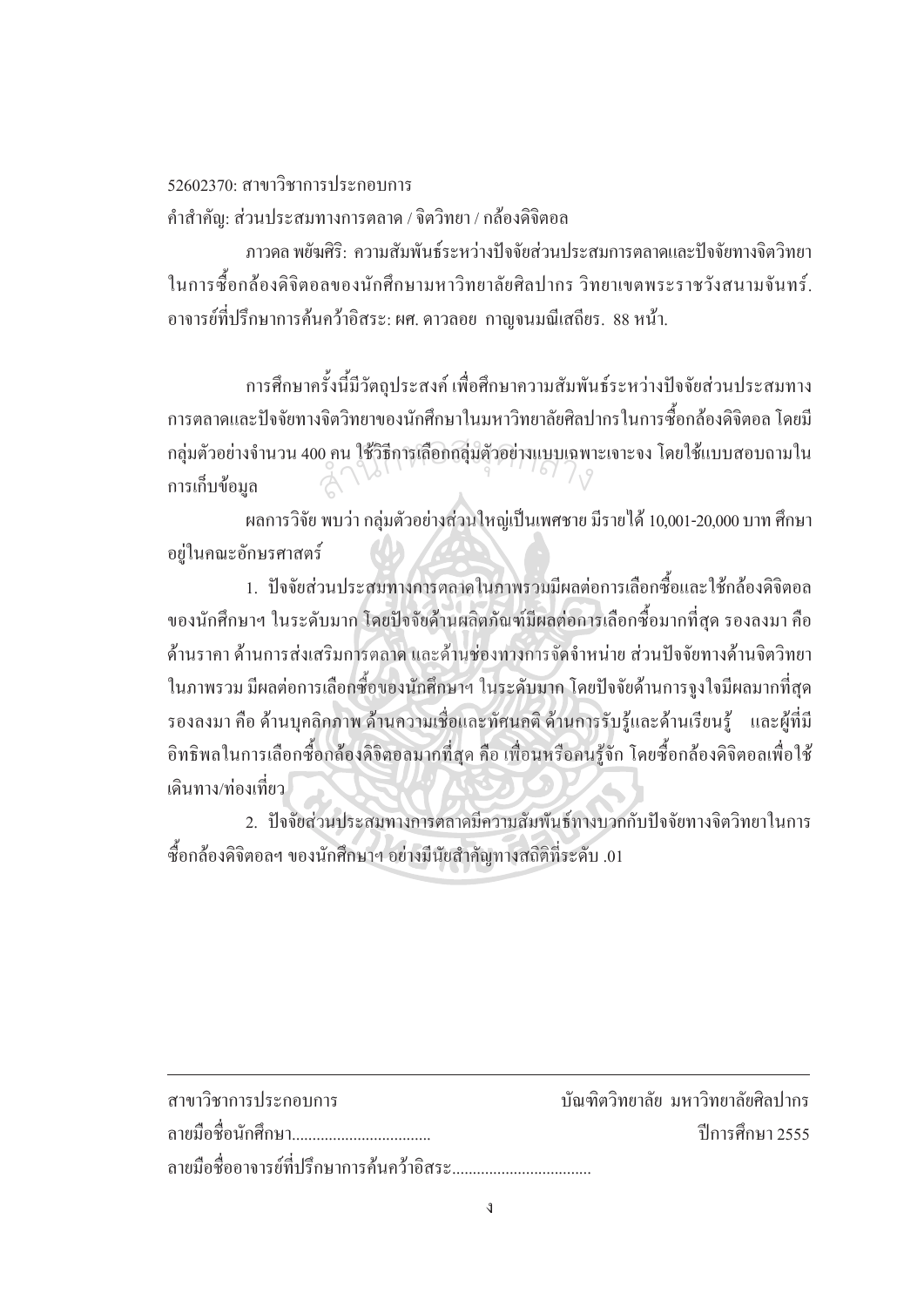52602370: สาขาวิชาการประกอบการ

คำสำคัญ: ส่วนประสมทางการตลาด / จิตวิทยา / กล้องดิจิตอล

ภาวดล พยัฆศิริ: ความสัมพันธ์ระหว่างปัจจัยส่วนประสมการตลาดและปัจจัยทางจิตวิทยาในการซื้อกล้องดิจิตอลของนักศึกษามหาวิทยาลัยศิลปากร วิทยาเขตพระราชวังสนามจันทร์. อาจารย์ที่ปรึกษาการค้นคว้าอิสระ: ผศ. ดาวลอย กาญจนมณีเสถียร. 88 หน้า.

การศึกษาครั้งนี้มีวัตถุประสงค์ เพื่อศึกษาความสัมพันธ์ระหว่างปัจจัยส่วนประสมทางการตลาดและปัจจัยทางจิตวิทยาของนักศึกษาในมหาวิทยาลัยศิลปากรในการซื้อกล้องดิจิตอล โดยมีกลุ่มตัวอย่างจำนวน 400 คน ใช้วิธีการเลือกกลุ่มตัวอย่างแบบเฉพาะเจาะจง โดยใช้แบบสอบถามในการเก็บข้อมูล

ผลการวิจัย พบว่า กลุ่มตัวอย่างส่วนใหญ่เป็นเพศชาย มีรายได้ 10,001-20,000 บาท ศึกษาอยู่ในคณะอักษรศาสตร์

1. ปัจจัยส่วนประสมทางการตลาดในภาพรวมมีผลต่อการเลือกซื้อและใช้กล้องดิจิตอลของนักศึกษาฯ ในระดับมาก โดยปัจจัยด้านผลิตภัณฑ์มีผลต่อการเลือกซื้อมากที่สุด รองลงมา คือ ด้านราคา ด้านการส่งเสริมการตลาด และด้านช่องทางการจัดจำหน่าย ส่วนปัจจัยทางด้านจิตวิทยาในภาพรวม มีผลต่อการเลือกซื้อของนักศึกษาฯ ในระดับมาก โดยปัจจัยด้านการจูงใจมีผลมากที่สุด รองลงมา คือ ด้านบุคลิกภาพ ด้านความเชื่อและทัศนคติ ด้านการรับรู้และด้านเรียนรู้ และผู้ที่มีอิทธิพลในการเลือกซื้อกล้องดิจิตอลมากที่สุด คือ เพื่อนหรือคนรู้จัก โดยซื้อกล้องดิจิตอลเพื่อใช้เดินทาง/ท่องเที่ยว

2. ปัจจัยส่วนประสมทางการตลาดมีความสัมพันธ์ทางบวกกับปัจจัยทางจิตวิทยาในการซื้อกล้องดิจิตอลฯ ของนักศึกษาฯ อย่างมีนัยสำคัญทางสถิติที่ระดับ .01

---

| สาขาวิชาการประกอบการ | บัณฑิตวิทยาลัย มหาวิทยาลัยศิลปากร |
|---|---|
| ลายมือชื่อนักศึกษา.................................. | ปีการศึกษา 2555 |

ลายมือชื่ออาจารย์ที่ปรึกษาการค้นคว้าอิสระ..................................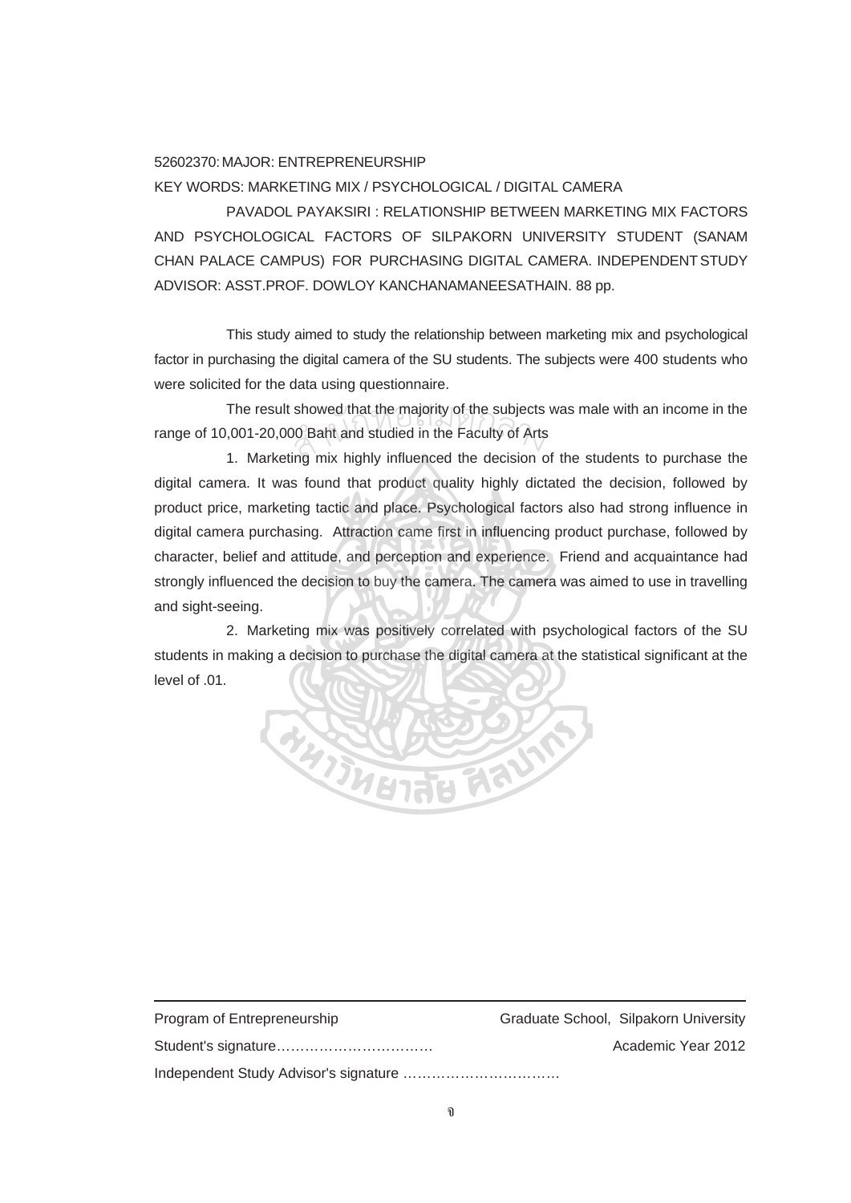52602370: MAJOR: ENTREPRENEURSHIP

KEY WORDS: MARKETING MIX / PSYCHOLOGICAL / DIGITAL CAMERA

PAVADOL PAYAKSIRI : RELATIONSHIP BETWEEN MARKETING MIX FACTORS AND PSYCHOLOGICAL FACTORS OF SILPAKORN UNIVERSITY STUDENT (SANAM CHAN PALACE CAMPUS) FOR PURCHASING DIGITAL CAMERA. INDEPENDENT STUDY ADVISOR: ASST.PROF. DOWLOY KANCHANAMANEESATHAIN. 88 pp.

This study aimed to study the relationship between marketing mix and psychological factor in purchasing the digital camera of the SU students. The subjects were 400 students who were solicited for the data using questionnaire.

The result showed that the majority of the subjects was male with an income in the range of 10,001-20,000 Baht and studied in the Faculty of Arts

1. Marketing mix highly influenced the decision of the students to purchase the digital camera. It was found that product quality highly dictated the decision, followed by product price, marketing tactic and place. Psychological factors also had strong influence in digital camera purchasing. Attraction came first in influencing product purchase, followed by character, belief and attitude, and perception and experience. Friend and acquaintance had strongly influenced the decision to buy the camera. The camera was aimed to use in travelling and sight-seeing.

2. Marketing mix was positively correlated with psychological factors of the SU students in making a decision to purchase the digital camera at the statistical significant at the level of .01.

---

Program of Entrepreneurship Graduate School, Silpakorn University

Student's signature…………………………… Academic Year 2012

Independent Study Advisor's signature ……………………………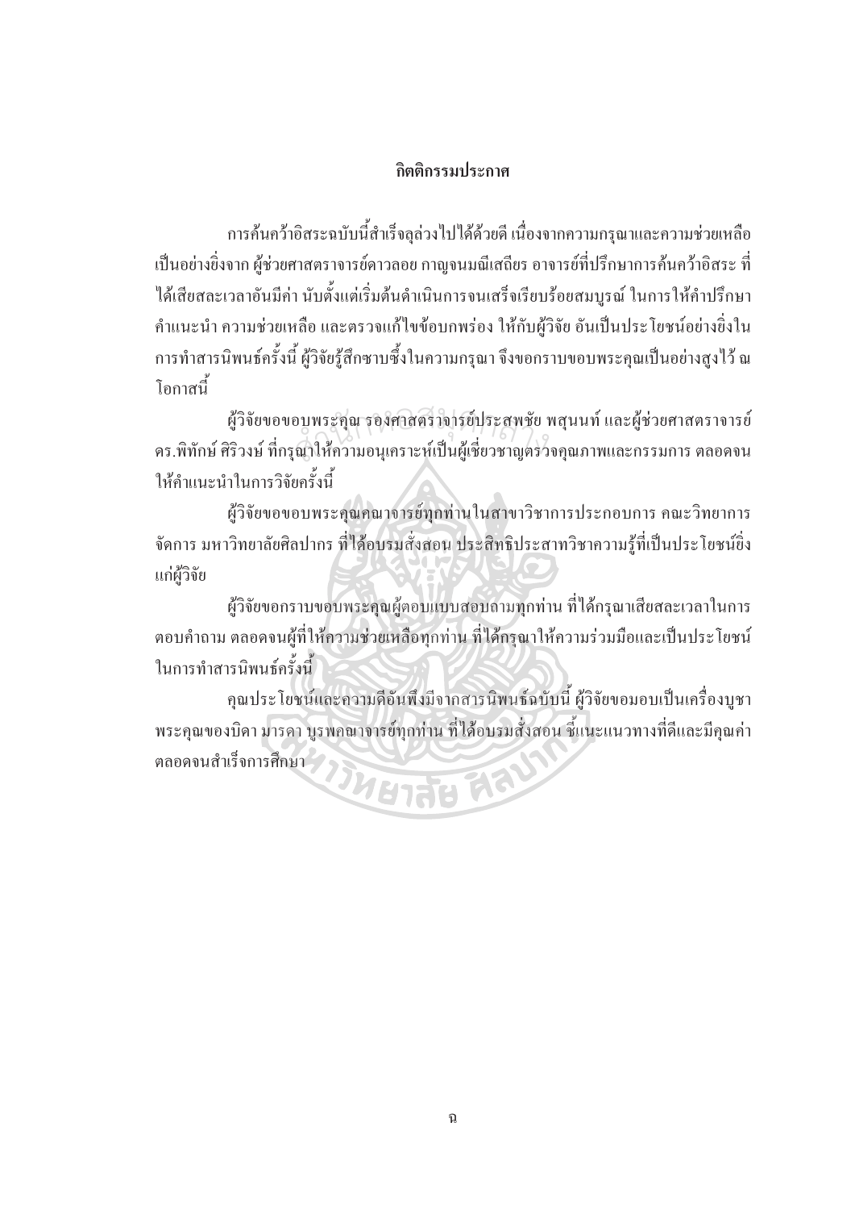## กิตติกรรมประกาศ

การค้นคว้าอิสระฉบับนี้สำเร็จลุล่วงไปได้ด้วยดี เนื่องจากความกรุณาและความช่วยเหลือเป็นอย่างยิ่งจาก ผู้ช่วยศาสตราจารย์ดาวลอย กาญจนมณีเสถียร อาจารย์ที่ปรึกษาการค้นคว้าอิสระ ที่ได้เสียสละเวลาอันมีค่า นับตั้งแต่เริ่มต้นดำเนินการจนเสร็จเรียบร้อยสมบูรณ์ ในการให้คำปรึกษา คำแนะนำ ความช่วยเหลือ และตรวจแก้ไขข้อบกพร่อง ให้กับผู้วิจัย อันเป็นประโยชน์อย่างยิ่งในการทำสารนิพนธ์ครั้งนี้ ผู้วิจัยรู้สึกซาบซึ้งในความกรุณา จึงขอกราบขอบพระคุณเป็นอย่างสูงไว้ ณ โอกาสนี้

ผู้วิจัยขอขอบพระคุณ รองศาสตราจารย์ประสพชัย พสุนนท์ และผู้ช่วยศาสตราจารย์ ดร.พิทักษ์ ศิริวงษ์ ที่กรุณาให้ความอนุเคราะห์เป็นผู้เชี่ยวชาญตรวจคุณภาพและกรรมการ ตลอดจนให้คำแนะนำในการวิจัยครั้งนี้

ผู้วิจัยขอขอบพระคุณคณาจารย์ทุกท่านในสาขาวิชาการประกอบการ คณะวิทยาการจัดการ มหาวิทยาลัยศิลปากร ที่ได้อบรมสั่งสอน ประสิทธิประสาทวิชาความรู้ที่เป็นประโยชน์ยิ่งแก่ผู้วิจัย

ผู้วิจัยขอกราบขอบพระคุณผู้ตอบแบบสอบถามทุกท่าน ที่ได้กรุณาเสียสละเวลาในการตอบคำถาม ตลอดจนผู้ที่ให้ความช่วยเหลือทุกท่าน ที่ได้กรุณาให้ความร่วมมือและเป็นประโยชน์ในการทำสารนิพนธ์ครั้งนี้

คุณประโยชน์และความดีอันพึงมีจากสารนิพนธ์ฉบับนี้ ผู้วิจัยขอมอบเป็นเครื่องบูชาพระคุณของบิดา มารดา บูรพคณาจารย์ทุกท่าน ที่ได้อบรมสั่งสอน ชี้แนะแนวทางที่ดีและมีคุณค่าตลอดจนสำเร็จการศึกษา